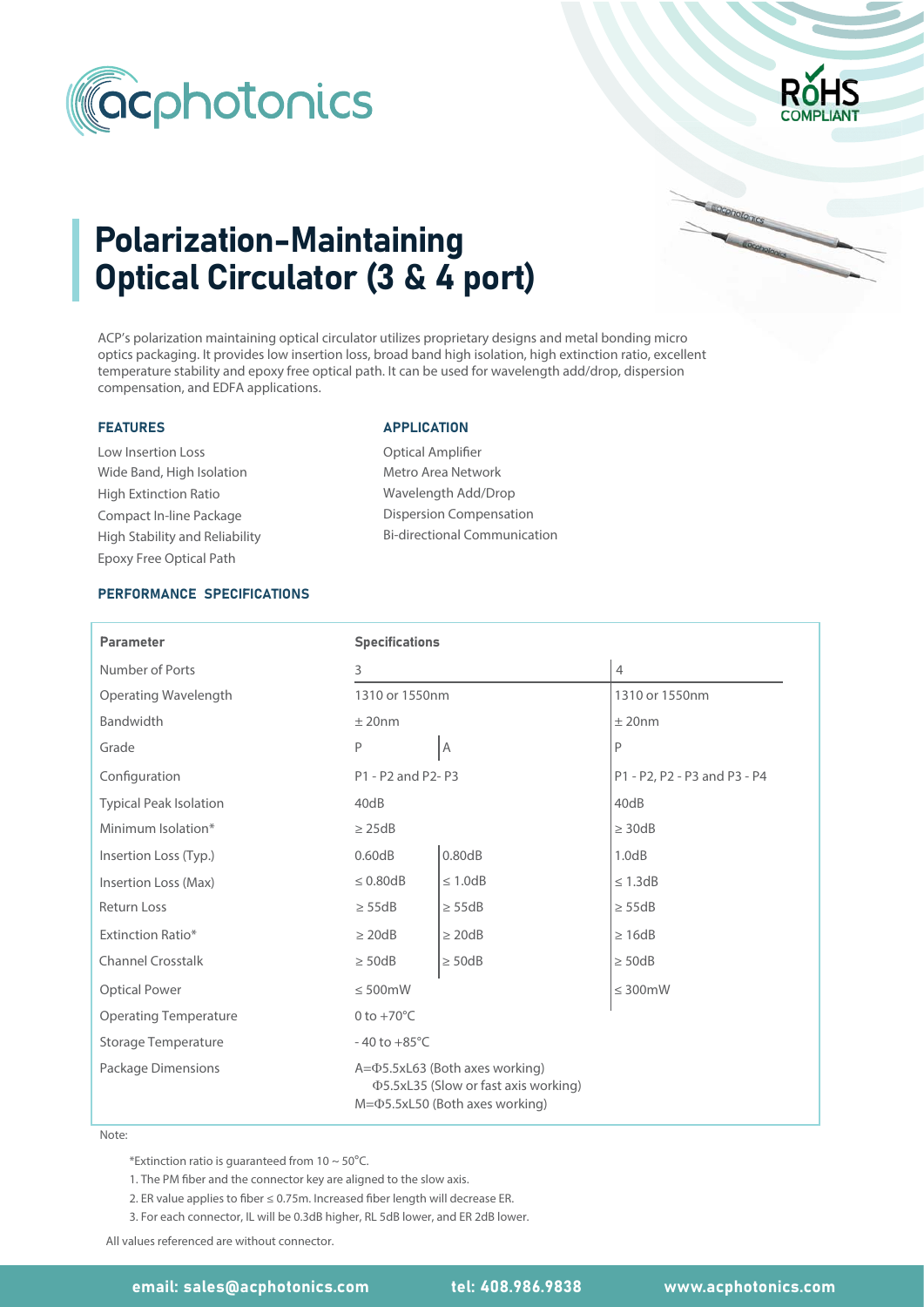# Polarization-Maintaining Optical Circulator (3 & 4 port)

ACP's polarization maintaining optical circulator utilizes proprietary designs and metal bonding micro optics packaging. It provides low insertion loss, broad band high isolation, high extinction ratio, excellent temperature stability and epoxy free optical path. It can be used for wavelength add/drop, dispersion compensation, and EDFA applications.

### FEATURES

- Low Insertion Loss
- Wide Band, High Isolation
- High Extinction Ratio
- Compact In-line Package
- High Stability and Reliability
- Epoxy Free Optical Path

### APPLICATION

- Optical Amplifier
- Metro Area Network
- Wavelength Add/Drop
- Dispersion Compensation
- Bi-directional Communication

### PERFORMANCE SPECIFICATIONS

| Parameter | Specifications | | |
|---|---|---|---|
| Number of Ports | 3 | | 4 |
| Operating Wavelength | 1310 or 1550nm | | 1310 or 1550nm |
| Bandwidth | ± 20nm | | ± 20nm |
| Grade | P | A | P |
| Configuration | P1 - P2 and P2- P3 | | P1 - P2, P2 - P3 and P3 - P4 |
| Typical Peak Isolation | 40dB | | 40dB |
| Minimum Isolation* | ≥ 25dB | | ≥ 30dB |
| Insertion Loss (Typ.) | 0.60dB | 0.80dB | 1.0dB |
| Insertion Loss (Max) | ≤ 0.80dB | ≤ 1.0dB | ≤ 1.3dB |
| Return Loss | ≥ 55dB | ≥ 55dB | ≥ 55dB |
| Extinction Ratio* | ≥ 20dB | ≥ 20dB | ≥ 16dB |
| Channel Crosstalk | ≥ 50dB | ≥ 50dB | ≥ 50dB |
| Optical Power | ≤ 500mW | | ≤ 300mW |
| Operating Temperature | 0 to +70°C | | |
| Storage Temperature | - 40 to +85°C | | |
| Package Dimensions | A=Φ5.5xL63 (Both axes working)<br>Φ5.5xL35 (Slow or fast axis working)<br>M=Φ5.5xL50 (Both axes working) | | |

Note:

*Extinction ratio is guaranteed from 10 ~ 50°C.

1. The PM fiber and the connector key are aligned to the slow axis.
2. ER value applies to fiber ≤ 0.75m. Increased fiber length will decrease ER.
3. For each connector, IL will be 0.3dB higher, RL 5dB lower, and ER 2dB lower.

All values referenced are without connector.

email: sales@acphotonics.com tel: 408.986.9838 www.acphotonics.com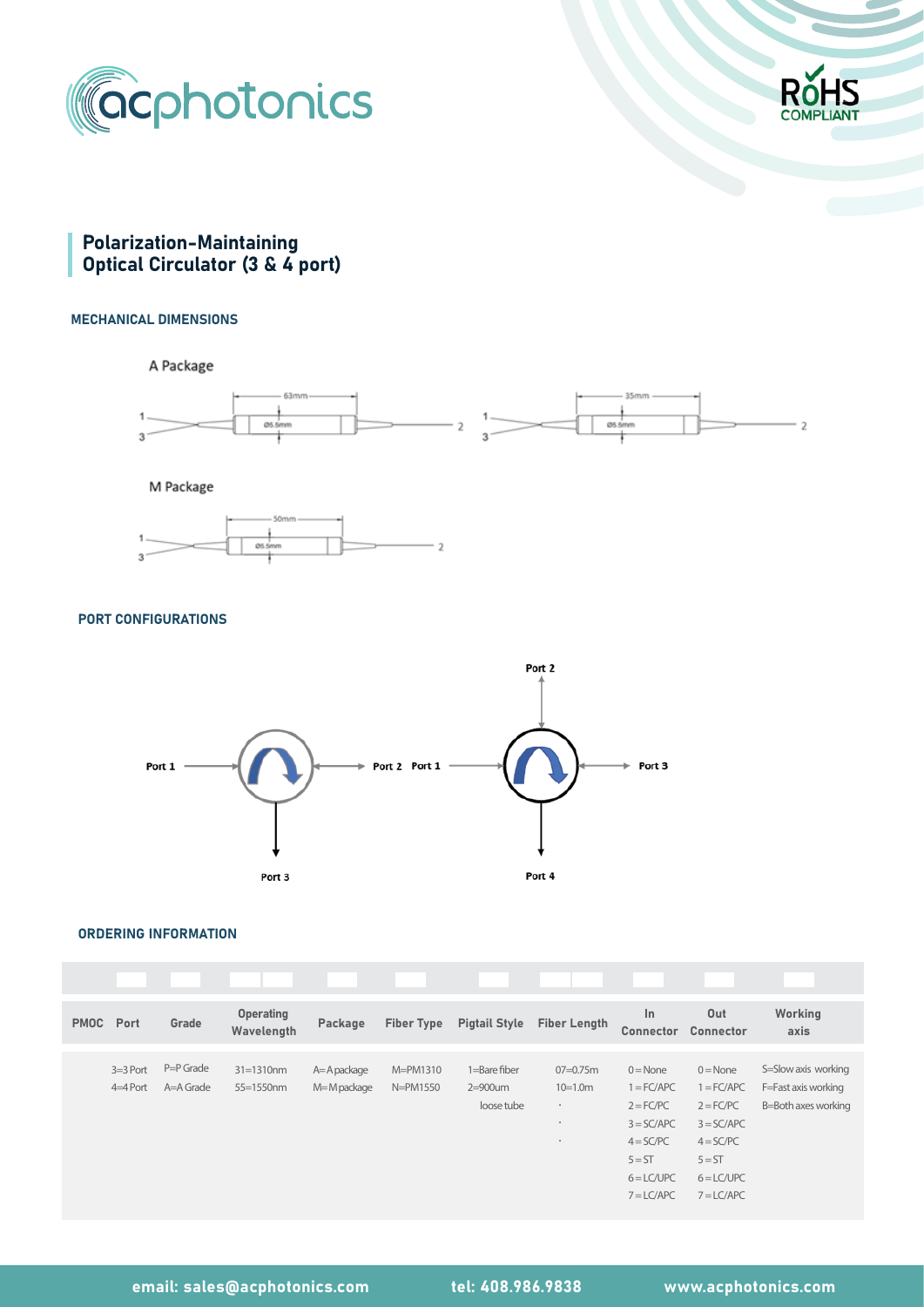## Polarization-Maintaining Optical Circulator (3 & 4 port)

### MECHANICAL DIMENSIONS

A Package

63mm
Ø5.5mm
1
3
2

35mm
Ø5.5mm
1
3
2

M Package

50mm
Ø5.5mm
1
3
2

### PORT CONFIGURATIONS

Port 1
Port 2
Port 3

Port 1
Port 2
Port 3
Port 4

### ORDERING INFORMATION

| PMOC | Port | Grade | Operating Wavelength | Package | Fiber Type | Pigtail Style | Fiber Length | In Connector | Out Connector | Working axis |
|---|---|---|---|---|---|---|---|---|---|---|
| | 3=3 Port<br>4=4 Port | P=P Grade<br>A=A Grade | 31=1310nm<br>55=1550nm | A=A package<br>M=M package | M=PM1310<br>N=PM1550 | 1=Bare fiber<br>2=900um loose tube | 07=0.75m<br>10=1.0m<br>·<br>·<br>· | 0=None<br>1=FC/APC<br>2=FC/PC<br>3=SC/APC<br>4=SC/PC<br>5=ST<br>6=LC/UPC<br>7=LC/APC | 0=None<br>1=FC/APC<br>2=FC/PC<br>3=SC/APC<br>4=SC/PC<br>5=ST<br>6=LC/UPC<br>7=LC/APC | S=Slow axis working<br>F=Fast axis working<br>B=Both axes working |

email: sales@acphotonics.com tel: 408.986.9838 www.acphotonics.com